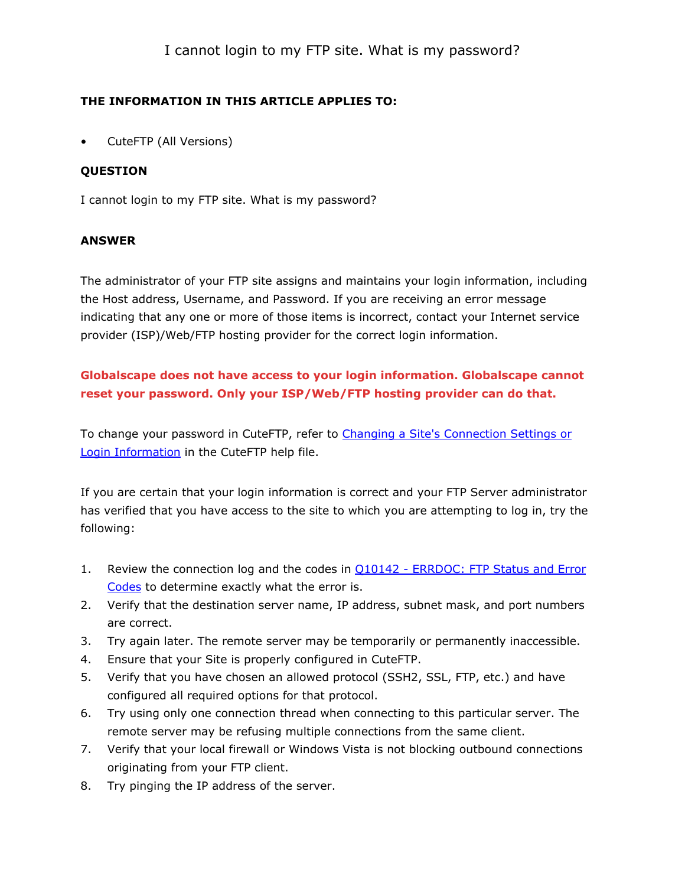# I cannot login to my FTP site. What is my password?

**THE INFORMATION IN THIS ARTICLE APPLIES TO:**

- CuteFTP (All Versions)

**QUESTION**

I cannot login to my FTP site. What is my password?

**ANSWER**

The administrator of your FTP site assigns and maintains your login information, including the Host address, Username, and Password. If you are receiving an error message indicating that any one or more of those items is incorrect, contact your Internet service provider (ISP)/Web/FTP hosting provider for the correct login information.

**Globalscape does not have access to your login information. Globalscape cannot reset your password. Only your ISP/Web/FTP hosting provider can do that.**

To change your password in CuteFTP, refer to [Changing a Site's Connection Settings or Login Information]() in the CuteFTP help file.

If you are certain that your login information is correct and your FTP Server administrator has verified that you have access to the site to which you are attempting to log in, try the following:

1. Review the connection log and the codes in [Q10142 - ERRDOC: FTP Status and Error Codes]() to determine exactly what the error is.
2. Verify that the destination server name, IP address, subnet mask, and port numbers are correct.
3. Try again later. The remote server may be temporarily or permanently inaccessible.
4. Ensure that your Site is properly configured in CuteFTP.
5. Verify that you have chosen an allowed protocol (SSH2, SSL, FTP, etc.) and have configured all required options for that protocol.
6. Try using only one connection thread when connecting to this particular server. The remote server may be refusing multiple connections from the same client.
7. Verify that your local firewall or Windows Vista is not blocking outbound connections originating from your FTP client.
8. Try pinging the IP address of the server.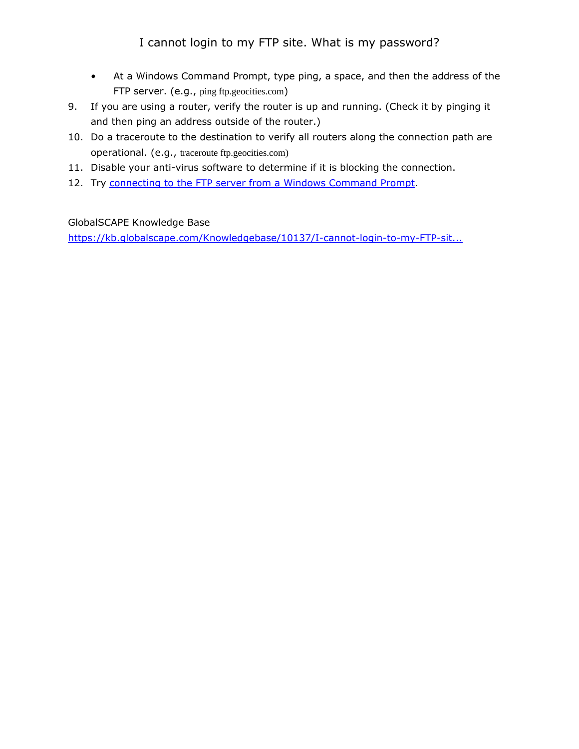- At a Windows Command Prompt, type ping, a space, and then the address of the FTP server. (e.g., ping ftp.geocities.com)

9. If you are using a router, verify the router is up and running. (Check it by pinging it and then ping an address outside of the router.)
10. Do a traceroute to the destination to verify all routers along the connection path are operational. (e.g., traceroute ftp.geocities.com)
11. Disable your anti-virus software to determine if it is blocking the connection.
12. Try connecting to the FTP server from a Windows Command Prompt.

GlobalSCAPE Knowledge Base
https://kb.globalscape.com/Knowledgebase/10137/I-cannot-login-to-my-FTP-sit...